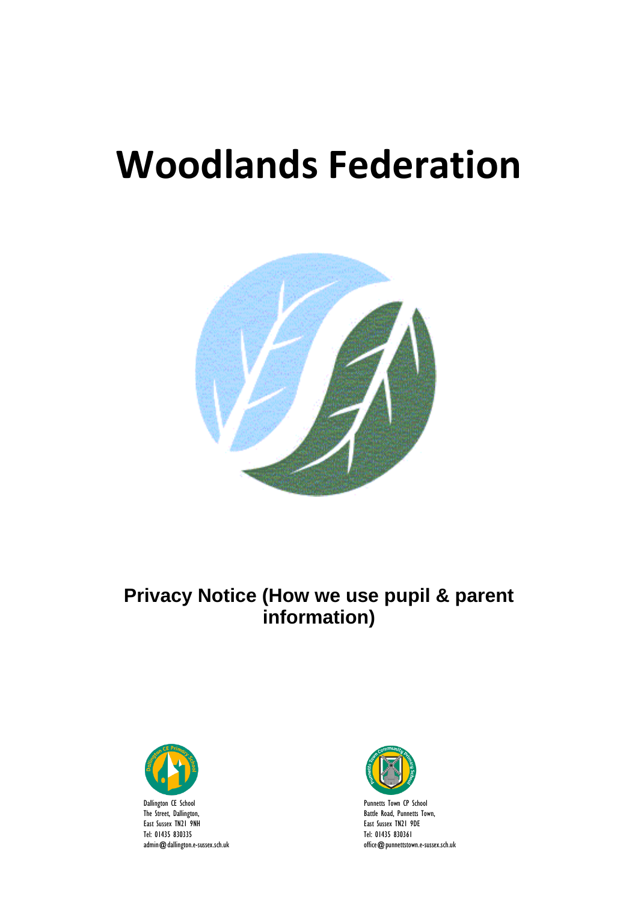# Woodlands Federation

## Privacy Notice (How we use pupil & parent information)

Dallington CE School
The Street, Dallington,
East Sussex TN21 9NH
Tel: 01435 830335
admin@dallington.e-sussex.sch.uk

Punnetts Town CP School
Battle Road, Punnetts Town,
East Sussex TN21 9DE
Tel: 01435 830361
office@punnettstown.e-sussex.sch.uk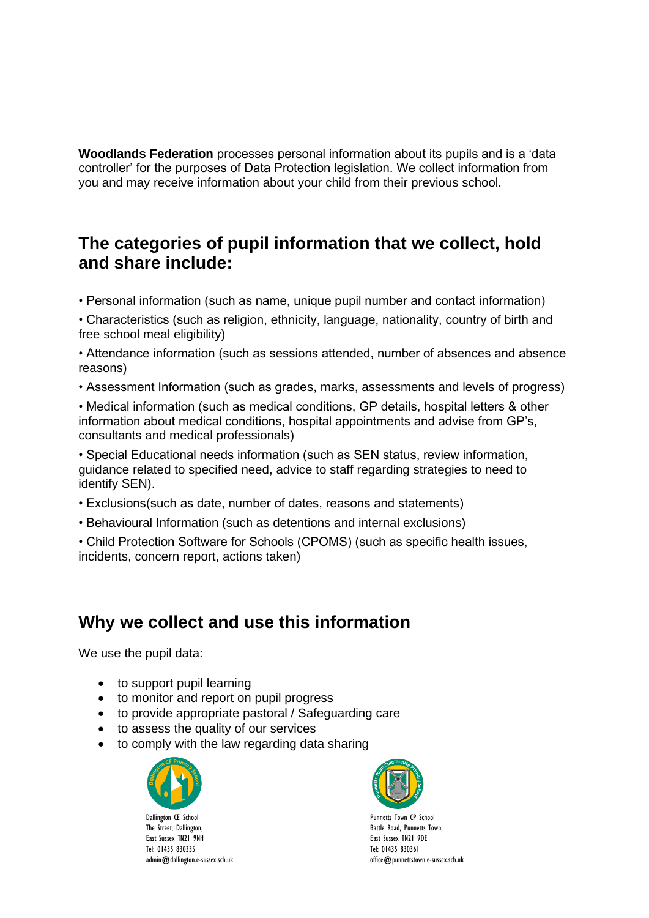**Woodlands Federation** processes personal information about its pupils and is a 'data controller' for the purposes of Data Protection legislation. We collect information from you and may receive information about your child from their previous school.

## The categories of pupil information that we collect, hold and share include:

• Personal information (such as name, unique pupil number and contact information)

• Characteristics (such as religion, ethnicity, language, nationality, country of birth and free school meal eligibility)

• Attendance information (such as sessions attended, number of absences and absence reasons)

• Assessment Information (such as grades, marks, assessments and levels of progress)

• Medical information (such as medical conditions, GP details, hospital letters & other information about medical conditions, hospital appointments and advise from GP's, consultants and medical professionals)

• Special Educational needs information (such as SEN status, review information, guidance related to specified need, advice to staff regarding strategies to need to identify SEN).

• Exclusions(such as date, number of dates, reasons and statements)

• Behavioural Information (such as detentions and internal exclusions)

• Child Protection Software for Schools (CPOMS) (such as specific health issues, incidents, concern report, actions taken)

## Why we collect and use this information

We use the pupil data:

- to support pupil learning
- to monitor and report on pupil progress
- to provide appropriate pastoral / Safeguarding care
- to assess the quality of our services
- to comply with the law regarding data sharing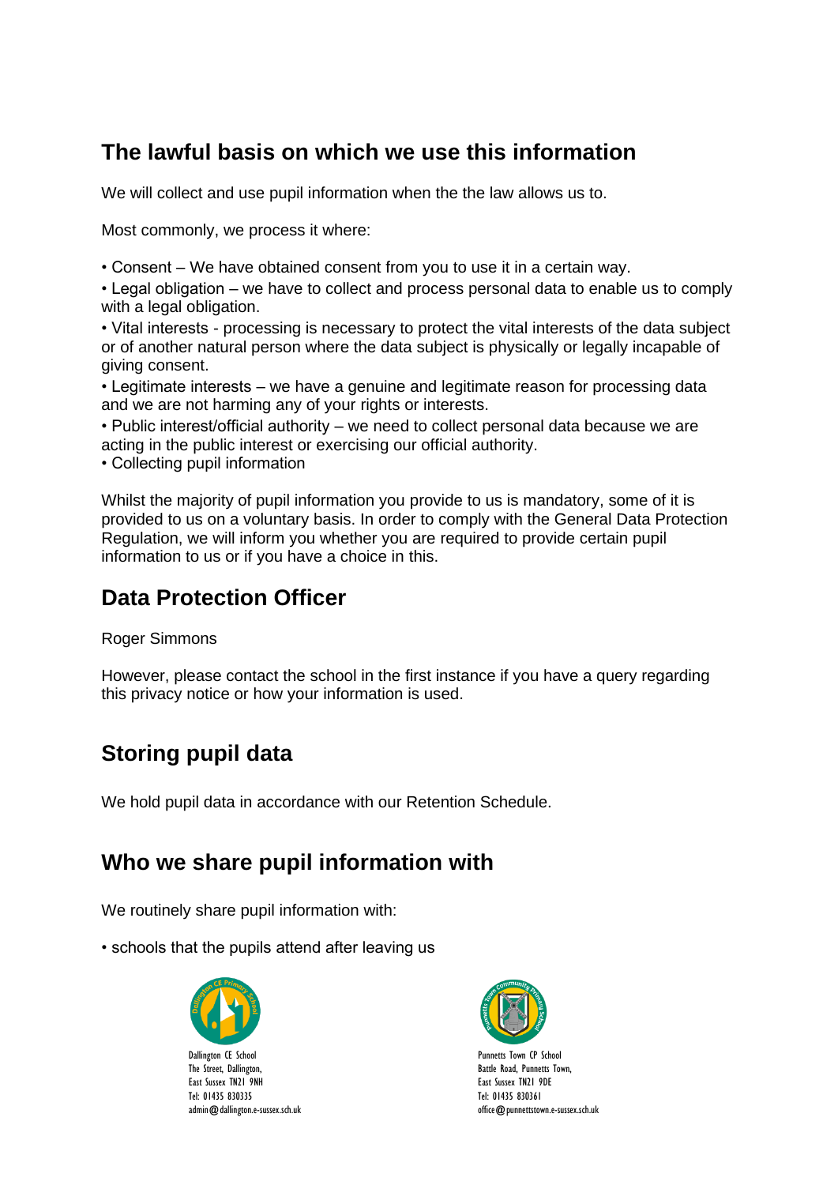## The lawful basis on which we use this information

We will collect and use pupil information when the the law allows us to.

Most commonly, we process it where:

- Consent – We have obtained consent from you to use it in a certain way.
- Legal obligation – we have to collect and process personal data to enable us to comply with a legal obligation.
- Vital interests - processing is necessary to protect the vital interests of the data subject or of another natural person where the data subject is physically or legally incapable of giving consent.
- Legitimate interests – we have a genuine and legitimate reason for processing data and we are not harming any of your rights or interests.
- Public interest/official authority – we need to collect personal data because we are acting in the public interest or exercising our official authority.
- Collecting pupil information

Whilst the majority of pupil information you provide to us is mandatory, some of it is provided to us on a voluntary basis. In order to comply with the General Data Protection Regulation, we will inform you whether you are required to provide certain pupil information to us or if you have a choice in this.

## Data Protection Officer

Roger Simmons

However, please contact the school in the first instance if you have a query regarding this privacy notice or how your information is used.

## Storing pupil data

We hold pupil data in accordance with our Retention Schedule.

## Who we share pupil information with

We routinely share pupil information with:

- schools that the pupils attend after leaving us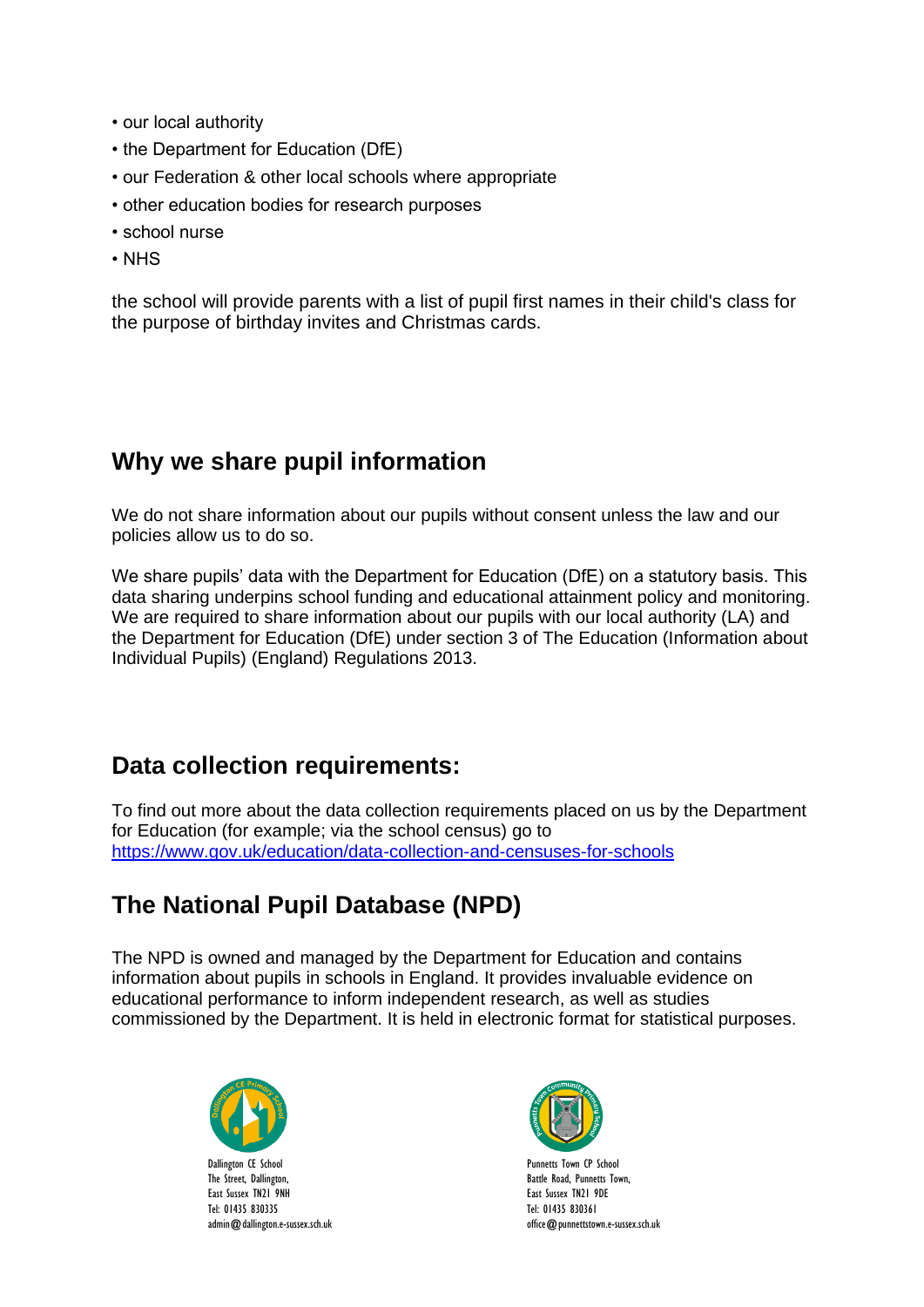- our local authority
- the Department for Education (DfE)
- our Federation & other local schools where appropriate
- other education bodies for research purposes
- school nurse
- NHS

the school will provide parents with a list of pupil first names in their child's class for the purpose of birthday invites and Christmas cards.

## Why we share pupil information

We do not share information about our pupils without consent unless the law and our policies allow us to do so.

We share pupils' data with the Department for Education (DfE) on a statutory basis. This data sharing underpins school funding and educational attainment policy and monitoring. We are required to share information about our pupils with our local authority (LA) and the Department for Education (DfE) under section 3 of The Education (Information about Individual Pupils) (England) Regulations 2013.

## Data collection requirements:

To find out more about the data collection requirements placed on us by the Department for Education (for example; via the school census) go to https://www.gov.uk/education/data-collection-and-censuses-for-schools

## The National Pupil Database (NPD)

The NPD is owned and managed by the Department for Education and contains information about pupils in schools in England. It provides invaluable evidence on educational performance to inform independent research, as well as studies commissioned by the Department. It is held in electronic format for statistical purposes.

Dallington CE School
The Street, Dallington,
East Sussex TN21 9NH
Tel: 01435 830335
admin@dallington.e-sussex.sch.uk

Punnetts Town CP School
Battle Road, Punnetts Town,
East Sussex TN21 9DE
Tel: 01435 830361
office@punnettstown.e-sussex.sch.uk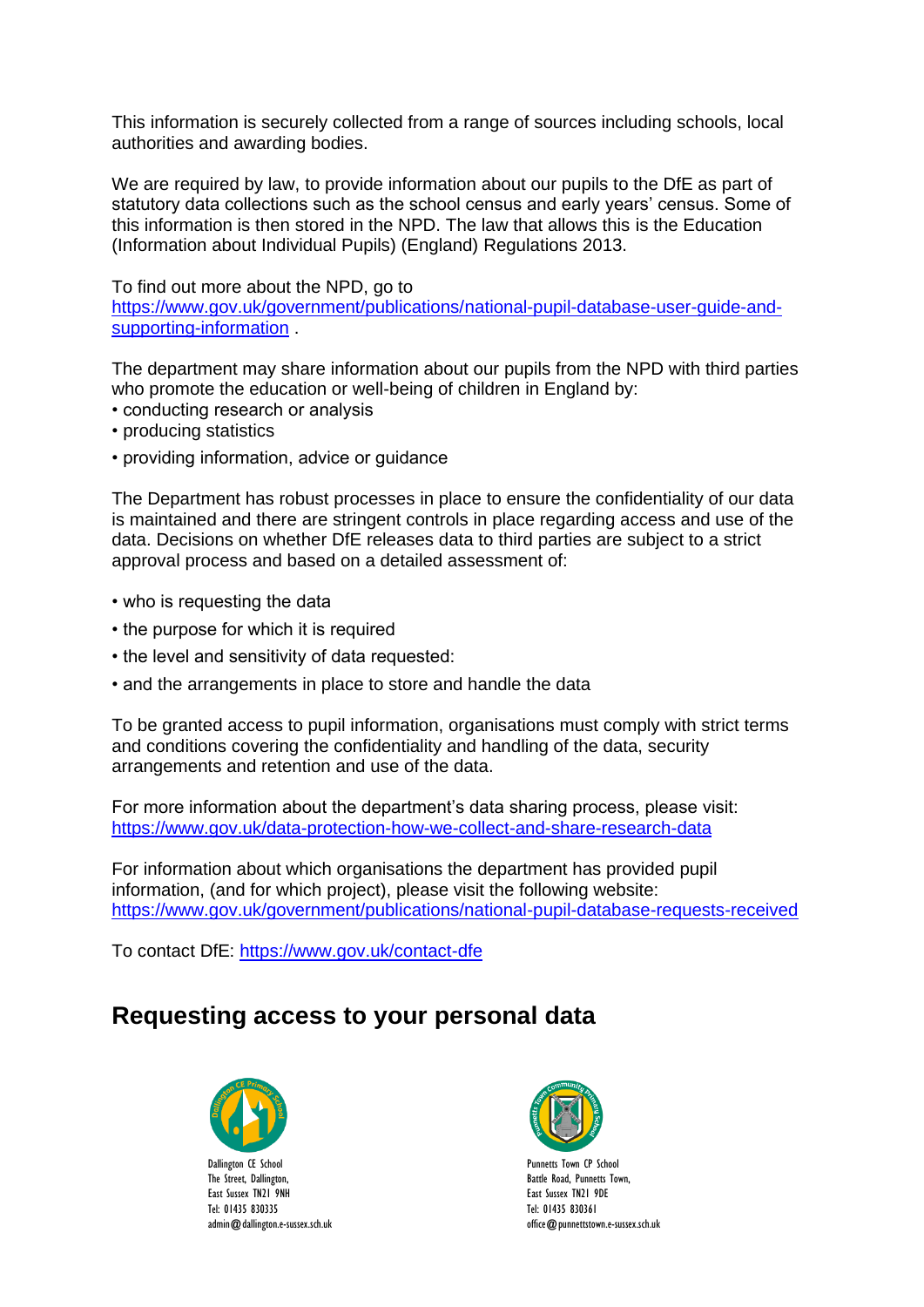This information is securely collected from a range of sources including schools, local authorities and awarding bodies.

We are required by law, to provide information about our pupils to the DfE as part of statutory data collections such as the school census and early years' census. Some of this information is then stored in the NPD. The law that allows this is the Education (Information about Individual Pupils) (England) Regulations 2013.

To find out more about the NPD, go to [https://www.gov.uk/government/publications/national-pupil-database-user-guide-and-supporting-information](https://www.gov.uk/government/publications/national-pupil-database-user-guide-and-supporting-information) .

The department may share information about our pupils from the NPD with third parties who promote the education or well-being of children in England by:

- conducting research or analysis
- producing statistics
- providing information, advice or guidance

The Department has robust processes in place to ensure the confidentiality of our data is maintained and there are stringent controls in place regarding access and use of the data. Decisions on whether DfE releases data to third parties are subject to a strict approval process and based on a detailed assessment of:

- who is requesting the data
- the purpose for which it is required
- the level and sensitivity of data requested:
- and the arrangements in place to store and handle the data

To be granted access to pupil information, organisations must comply with strict terms and conditions covering the confidentiality and handling of the data, security arrangements and retention and use of the data.

For more information about the department's data sharing process, please visit: [https://www.gov.uk/data-protection-how-we-collect-and-share-research-data](https://www.gov.uk/data-protection-how-we-collect-and-share-research-data)

For information about which organisations the department has provided pupil information, (and for which project), please visit the following website: [https://www.gov.uk/government/publications/national-pupil-database-requests-received](https://www.gov.uk/government/publications/national-pupil-database-requests-received)

To contact DfE: [https://www.gov.uk/contact-dfe](https://www.gov.uk/contact-dfe)

## Requesting access to your personal data

Dallington CE School
The Street, Dallington,
East Sussex TN21 9NH
Tel: 01435 830335
admin@dallington.e-sussex.sch.uk

Punnetts Town CP School
Battle Road, Punnetts Town,
East Sussex TN21 9DE
Tel: 01435 830361
office@punnettstown.e-sussex.sch.uk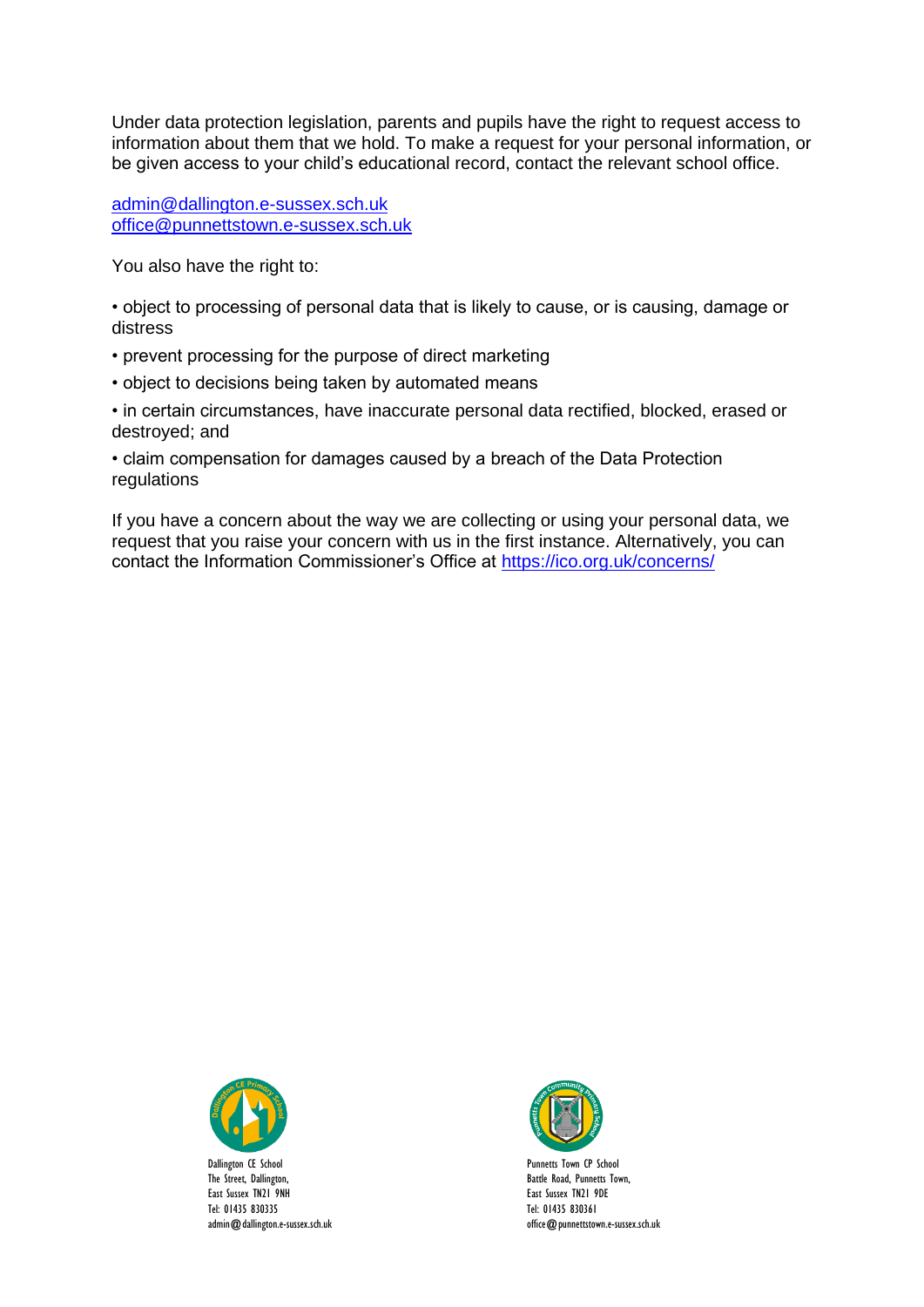Under data protection legislation, parents and pupils have the right to request access to information about them that we hold. To make a request for your personal information, or be given access to your child's educational record, contact the relevant school office.

admin@dallington.e-sussex.sch.uk
office@punnettstown.e-sussex.sch.uk

You also have the right to:

• object to processing of personal data that is likely to cause, or is causing, damage or distress

• prevent processing for the purpose of direct marketing

• object to decisions being taken by automated means

• in certain circumstances, have inaccurate personal data rectified, blocked, erased or destroyed; and

• claim compensation for damages caused by a breach of the Data Protection regulations

If you have a concern about the way we are collecting or using your personal data, we request that you raise your concern with us in the first instance. Alternatively, you can contact the Information Commissioner's Office at https://ico.org.uk/concerns/

Dallington CE School
The Street, Dallington,
East Sussex TN21 9NH
Tel: 01435 830335
admin@dallington.e-sussex.sch.uk

Punnetts Town CP School
Battle Road, Punnetts Town,
East Sussex TN21 9DE
Tel: 01435 830361
office@punnettstown.e-sussex.sch.uk